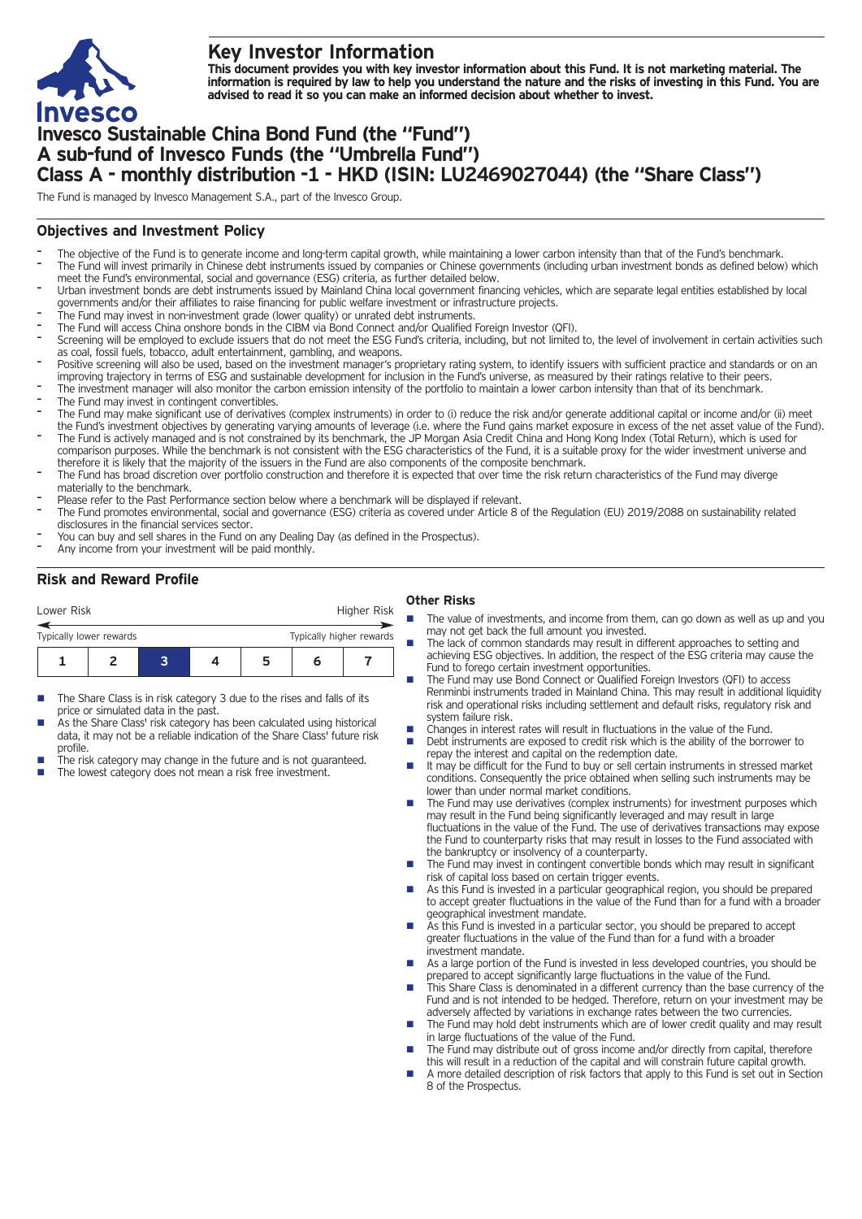# Key Investor Information

**This document provides you with key investor information about this Fund. It is not marketing material. The information is required by law to help you understand the nature and the risks of investing in this Fund. You are advised to read it so you can make an informed decision about whether to invest.**

# Invesco Sustainable China Bond Fund (the "Fund")
# A sub-fund of Invesco Funds (the "Umbrella Fund")
# Class A - monthly distribution -1 - HKD (ISIN: LU2469027044) (the "Share Class")

The Fund is managed by Invesco Management S.A., part of the Invesco Group.

## Objectives and Investment Policy

- The objective of the Fund is to generate income and long-term capital growth, while maintaining a lower carbon intensity than that of the Fund's benchmark.
- The Fund will invest primarily in Chinese debt instruments issued by companies or Chinese governments (including urban investment bonds as defined below) which meet the Fund's environmental, social and governance (ESG) criteria, as further detailed below.
- Urban investment bonds are debt instruments issued by Mainland China local government financing vehicles, which are separate legal entities established by local governments and/or their affiliates to raise financing for public welfare investment or infrastructure projects.
- The Fund may invest in non-investment grade (lower quality) or unrated debt instruments.
- The Fund will access China onshore bonds in the CIBM via Bond Connect and/or Qualified Foreign Investor (QFI).
- Screening will be employed to exclude issuers that do not meet the ESG Fund's criteria, including, but not limited to, the level of involvement in certain activities such as coal, fossil fuels, tobacco, adult entertainment, gambling, and weapons.
- Positive screening will also be used, based on the investment manager's proprietary rating system, to identify issuers with sufficient practice and standards or on an improving trajectory in terms of ESG and sustainable development for inclusion in the Fund's universe, as measured by their ratings relative to their peers.
- The investment manager will also monitor the carbon emission intensity of the portfolio to maintain a lower carbon intensity than that of its benchmark.
- The Fund may invest in contingent convertibles.
- The Fund may make significant use of derivatives (complex instruments) in order to (i) reduce the risk and/or generate additional capital or income and/or (ii) meet the Fund's investment objectives by generating varying amounts of leverage (i.e. where the Fund gains market exposure in excess of the net asset value of the Fund).
- The Fund is actively managed and is not constrained by its benchmark, the JP Morgan Asia Credit China and Hong Kong Index (Total Return), which is used for comparison purposes. While the benchmark is not consistent with the ESG characteristics of the Fund, it is a suitable proxy for the wider investment universe and therefore it is likely that the majority of the issuers in the Fund are also components of the composite benchmark.
- The Fund has broad discretion over portfolio construction and therefore it is expected that over time the risk return characteristics of the Fund may diverge materially to the benchmark.
- Please refer to the Past Performance section below where a benchmark will be displayed if relevant.
- The Fund promotes environmental, social and governance (ESG) criteria as covered under Article 8 of the Regulation (EU) 2019/2088 on sustainability related disclosures in the financial services sector.
- You can buy and sell shares in the Fund on any Dealing Day (as defined in the Prospectus).
- Any income from your investment will be paid monthly.

## Risk and Reward Profile

Lower Risk — Higher Risk

Typically lower rewards — Typically higher rewards

| 1 | 2 | **3** | 4 | 5 | 6 | 7 |
|---|---|---|---|---|---|---|

- The Share Class is in risk category 3 due to the rises and falls of its price or simulated data in the past.
- As the Share Class' risk category has been calculated using historical data, it may not be a reliable indication of the Share Class' future risk profile.
- The risk category may change in the future and is not guaranteed.
- The lowest category does not mean a risk free investment.

### Other Risks

- The value of investments, and income from them, can go down as well as up and you may not get back the full amount you invested.
- The lack of common standards may result in different approaches to setting and achieving ESG objectives. In addition, the respect of the ESG criteria may cause the Fund to forego certain investment opportunities.
- The Fund may use Bond Connect or Qualified Foreign Investors (QFI) to access Renminbi instruments traded in Mainland China. This may result in additional liquidity risk and operational risks including settlement and default risks, regulatory risk and system failure risk.
- Changes in interest rates will result in fluctuations in the value of the Fund.
- Debt instruments are exposed to credit risk which is the ability of the borrower to repay the interest and capital on the redemption date.
- It may be difficult for the Fund to buy or sell certain instruments in stressed market conditions. Consequently the price obtained when selling such instruments may be lower than under normal market conditions.
- The Fund may use derivatives (complex instruments) for investment purposes which may result in the Fund being significantly leveraged and may result in large fluctuations in the value of the Fund. The use of derivatives transactions may expose the Fund to counterparty risks that may result in losses to the Fund associated with the bankruptcy or insolvency of a counterparty.
- The Fund may invest in contingent convertible bonds which may result in significant risk of capital loss based on certain trigger events.
- As this Fund is invested in a particular geographical region, you should be prepared to accept greater fluctuations in the value of the Fund than for a fund with a broader geographical investment mandate.
- As this Fund is invested in a particular sector, you should be prepared to accept greater fluctuations in the value of the Fund than for a fund with a broader investment mandate.
- As a large portion of the Fund is invested in less developed countries, you should be prepared to accept significantly large fluctuations in the value of the Fund.
- This Share Class is denominated in a different currency than the base currency of the Fund and is not intended to be hedged. Therefore, return on your investment may be adversely affected by variations in exchange rates between the two currencies.
- The Fund may hold debt instruments which are of lower credit quality and may result in large fluctuations of the value of the Fund.
- The Fund may distribute out of gross income and/or directly from capital, therefore this will result in a reduction of the capital and will constrain future capital growth.
- A more detailed description of risk factors that apply to this Fund is set out in Section 8 of the Prospectus.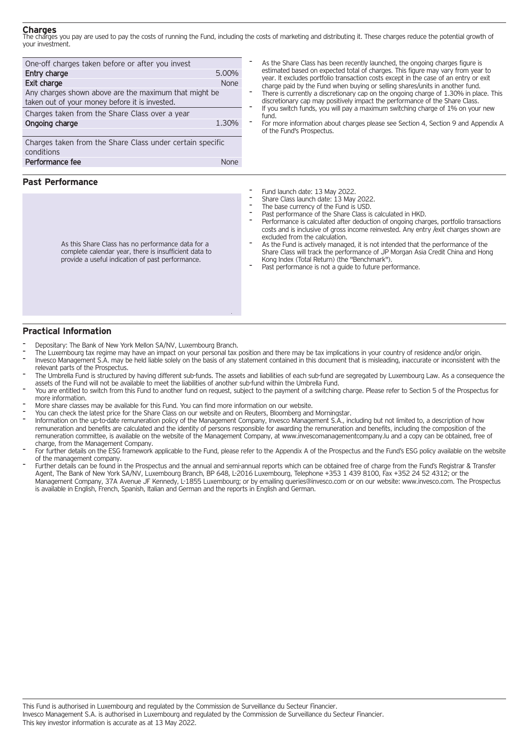## Charges

The charges you pay are used to pay the costs of running the Fund, including the costs of marketing and distributing it. These charges reduce the potential growth of your investment.

| One-off charges taken before or after you invest | |
|---|---|
| **Entry charge** | 5.00% |
| **Exit charge** | None |
| Any charges shown above are the maximum that might be taken out of your money before it is invested. | |
| Charges taken from the Share Class over a year | |
| **Ongoing charge** | 1.30% |
| Charges taken from the Share Class under certain specific conditions | |
| **Performance fee** | None |

- As the Share Class has been recently launched, the ongoing charges figure is estimated based on expected total of charges. This figure may vary from year to year. It excludes portfolio transaction costs except in the case of an entry or exit charge paid by the Fund when buying or selling shares/units in another fund.
- There is currently a discretionary cap on the ongoing charge of 1.30% in place. This discretionary cap may positively impact the performance of the Share Class.
- If you switch funds, you will pay a maximum switching charge of 1% on your new fund.
- For more information about charges please see Section 4, Section 9 and Appendix A of the Fund's Prospectus.

## Past Performance

As this Share Class has no performance data for a complete calendar year, there is insufficient data to provide a useful indication of past performance.

- Fund launch date: 13 May 2022.
- Share Class launch date: 13 May 2022.
- The base currency of the Fund is USD.
- Past performance of the Share Class is calculated in HKD.
- Performance is calculated after deduction of ongoing charges, portfolio transactions costs and is inclusive of gross income reinvested. Any entry /exit charges shown are excluded from the calculation.
- As the Fund is actively managed, it is not intended that the performance of the Share Class will track the performance of JP Morgan Asia Credit China and Hong Kong Index (Total Return) (the "Benchmark").
- Past performance is not a guide to future performance.

## Practical Information

- Depositary: The Bank of New York Mellon SA/NV, Luxembourg Branch.
- The Luxembourg tax regime may have an impact on your personal tax position and there may be tax implications in your country of residence and/or origin.
- Invesco Management S.A. may be held liable solely on the basis of any statement contained in this document that is misleading, inaccurate or inconsistent with the relevant parts of the Prospectus.
- The Umbrella Fund is structured by having different sub-funds. The assets and liabilities of each sub-fund are segregated by Luxembourg Law. As a consequence the assets of the Fund will not be available to meet the liabilities of another sub-fund within the Umbrella Fund.
- You are entitled to switch from this Fund to another fund on request, subject to the payment of a switching charge. Please refer to Section 5 of the Prospectus for more information.
- More share classes may be available for this Fund. You can find more information on our website.
- You can check the latest price for the Share Class on our website and on Reuters, Bloomberg and Morningstar.
- Information on the up-to-date remuneration policy of the Management Company, Invesco Management S.A., including but not limited to, a description of how remuneration and benefits are calculated and the identity of persons responsible for awarding the remuneration and benefits, including the composition of the remuneration committee, is available on the website of the Management Company, at www.invescomanagementcompany.lu and a copy can be obtained, free of charge, from the Management Company.
- For further details on the ESG framework applicable to the Fund, please refer to the Appendix A of the Prospectus and the Fund's ESG policy available on the website of the management company.
- Further details can be found in the Prospectus and the annual and semi-annual reports which can be obtained free of charge from the Fund's Registrar & Transfer Agent, The Bank of New York SA/NV, Luxembourg Branch, BP 648, L-2016 Luxembourg, Telephone +353 1 439 8100, Fax +352 24 52 4312; or the Management Company, 37A Avenue JF Kennedy, L-1855 Luxembourg; or by emailing queries@invesco.com or on our website: www.invesco.com. The Prospectus is available in English, French, Spanish, Italian and German and the reports in English and German.

This Fund is authorised in Luxembourg and regulated by the Commission de Surveillance du Secteur Financier.
Invesco Management S.A. is authorised in Luxembourg and regulated by the Commission de Surveillance du Secteur Financier.
This key investor information is accurate as at 13 May 2022.